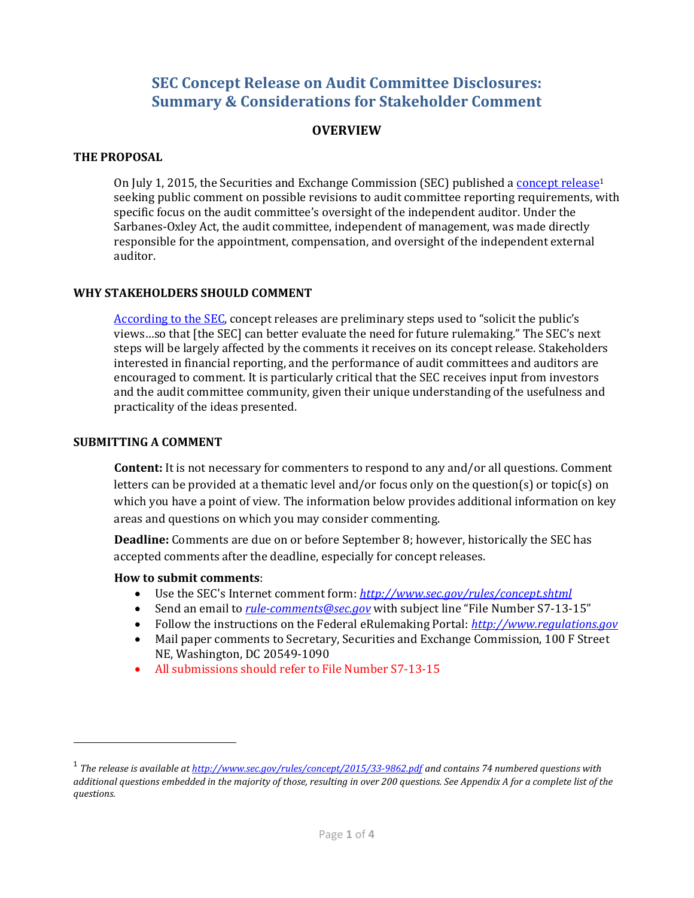# SEC Concept Release on Audit Committee Disclosures: Summary & Considerations for Stakeholder Comment

## OVERVIEW

### THE PROPOSAL

On July 1, 2015, the Securities and Exchange Commission (SEC) published a [concept release][1] seeking public comment on possible revisions to audit committee reporting requirements, with specific focus on the audit committee's oversight of the independent auditor. Under the Sarbanes-Oxley Act, the audit committee, independent of management, was made directly responsible for the appointment, compensation, and oversight of the independent external auditor.

### WHY STAKEHOLDERS SHOULD COMMENT

According to the SEC, concept releases are preliminary steps used to "solicit the public's views…so that [the SEC] can better evaluate the need for future rulemaking." The SEC's next steps will be largely affected by the comments it receives on its concept release. Stakeholders interested in financial reporting, and the performance of audit committees and auditors are encouraged to comment. It is particularly critical that the SEC receives input from investors and the audit committee community, given their unique understanding of the usefulness and practicality of the ideas presented.

### SUBMITTING A COMMENT

**Content:** It is not necessary for commenters to respond to any and/or all questions. Comment letters can be provided at a thematic level and/or focus only on the question(s) or topic(s) on which you have a point of view. The information below provides additional information on key areas and questions on which you may consider commenting.

**Deadline:** Comments are due on or before September 8; however, historically the SEC has accepted comments after the deadline, especially for concept releases.

**How to submit comments**:

- Use the SEC's Internet comment form: *http://www.sec.gov/rules/concept.shtml*
- Send an email to *rule-comments@sec.gov* with subject line "File Number S7-13-15"
- Follow the instructions on the Federal eRulemaking Portal: *http://www.regulations.gov*
- Mail paper comments to Secretary, Securities and Exchange Commission, 100 F Street NE, Washington, DC 20549-1090
- All submissions should refer to File Number S7-13-15

---

[1] *The release is available at http://www.sec.gov/rules/concept/2015/33-9862.pdf and contains 74 numbered questions with additional questions embedded in the majority of those, resulting in over 200 questions. See Appendix A for a complete list of the questions.*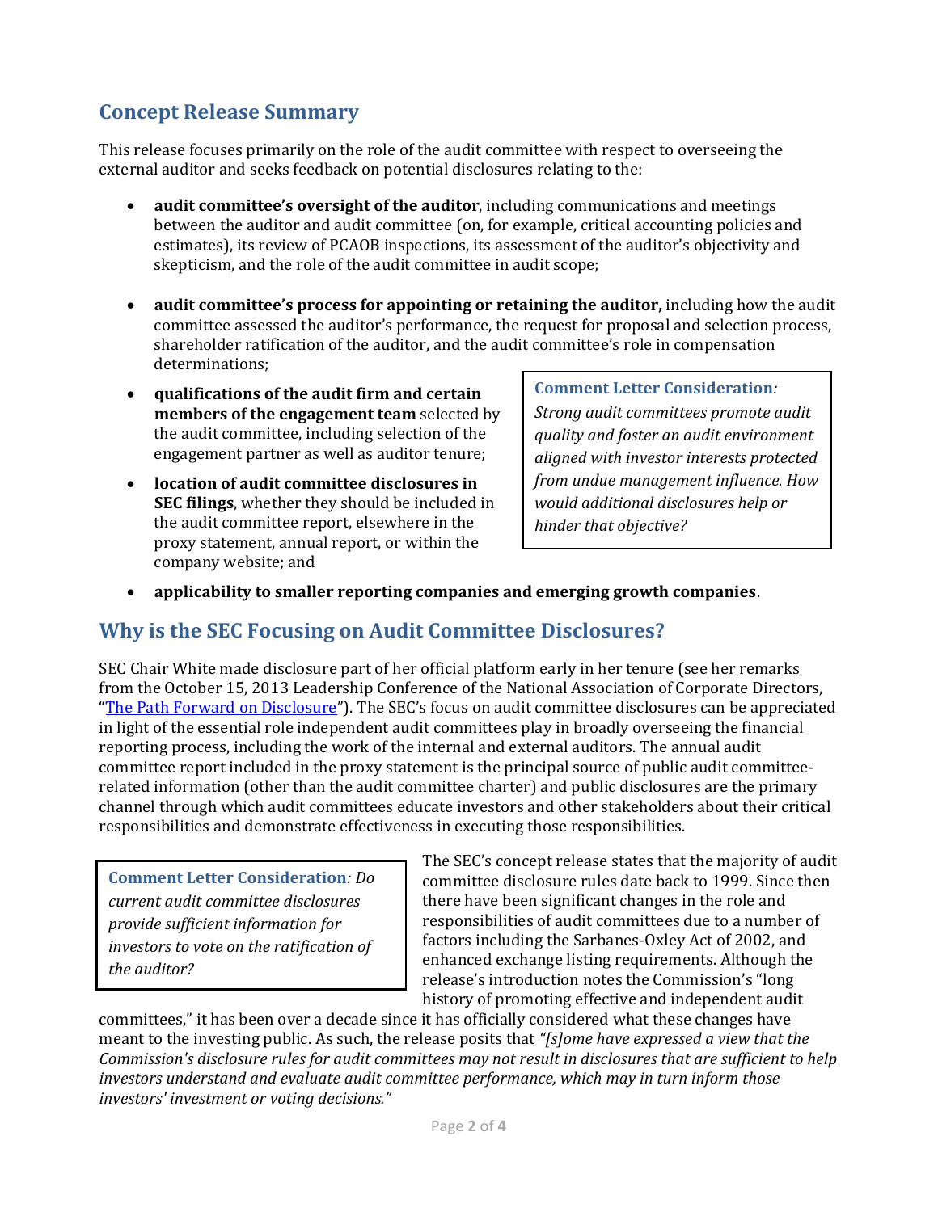## Concept Release Summary

This release focuses primarily on the role of the audit committee with respect to overseeing the external auditor and seeks feedback on potential disclosures relating to the:

- **audit committee's oversight of the auditor**, including communications and meetings between the auditor and audit committee (on, for example, critical accounting policies and estimates), its review of PCAOB inspections, its assessment of the auditor's objectivity and skepticism, and the role of the audit committee in audit scope;
- **audit committee's process for appointing or retaining the auditor,** including how the audit committee assessed the auditor's performance, the request for proposal and selection process, shareholder ratification of the auditor, and the audit committee's role in compensation determinations;
- **qualifications of the audit firm and certain members of the engagement team** selected by the audit committee, including selection of the engagement partner as well as auditor tenure;
- **location of audit committee disclosures in SEC filings**, whether they should be included in the audit committee report, elsewhere in the proxy statement, annual report, or within the company website; and
- **applicability to smaller reporting companies and emerging growth companies**.

> **Comment Letter Consideration***: Strong audit committees promote audit quality and foster an audit environment aligned with investor interests protected from undue management influence. How would additional disclosures help or hinder that objective?*

## Why is the SEC Focusing on Audit Committee Disclosures?

SEC Chair White made disclosure part of her official platform early in her tenure (see her remarks from the October 15, 2013 Leadership Conference of the National Association of Corporate Directors, "The Path Forward on Disclosure"). The SEC's focus on audit committees disclosures can be appreciated in light of the essential role independent audit committees play in broadly overseeing the financial reporting process, including the work of the internal and external auditors. The annual audit committee report included in the proxy statement is the principal source of public audit committee-related information (other than the audit committee charter) and public disclosures are the primary channel through which audit committees educate investors and other stakeholders about their critical responsibilities and demonstrate effectiveness in executing those responsibilities.

> **Comment Letter Consideration***: Do current audit committee disclosures provide sufficient information for investors to vote on the ratification of the auditor?*

The SEC's concept release states that the majority of audit committee disclosure rules date back to 1999. Since then there have been significant changes in the role and responsibilities of audit committees due to a number of factors including the Sarbanes-Oxley Act of 2002, and enhanced exchange listing requirements. Although the release's introduction notes the Commission's "long history of promoting effective and independent audit committees," it has been over a decade since it has officially considered what these changes have meant to the investing public. As such, the release posits that *"[s]ome have expressed a view that the Commission's disclosure rules for audit committees may not result in disclosures that are sufficient to help investors understand and evaluate audit committee performance, which may in turn inform those investors' investment or voting decisions."*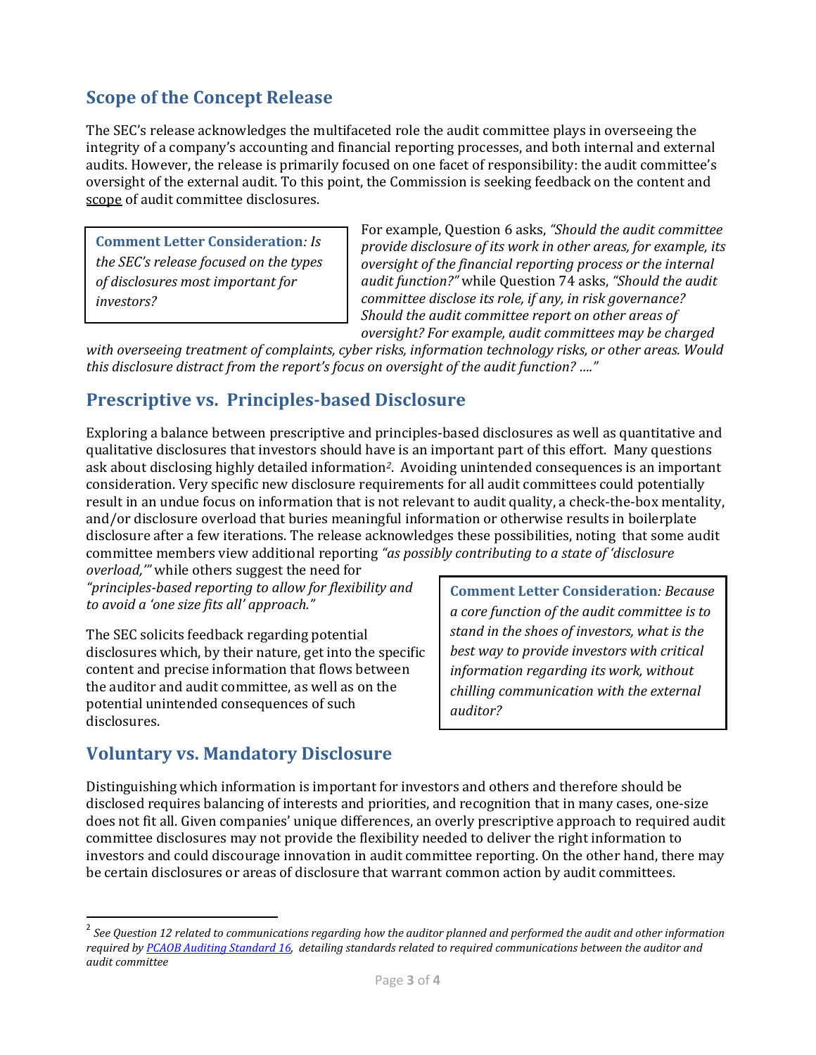## Scope of the Concept Release

The SEC's release acknowledges the multifaceted role the audit committee plays in overseeing the integrity of a company's accounting and financial reporting processes, and both internal and external audits. However, the release is primarily focused on one facet of responsibility: the audit committee's oversight of the external audit. To this point, the Commission is seeking feedback on the content and scope of audit committee disclosures.

> **Comment Letter Consideration**: *Is the SEC's release focused on the types of disclosures most important for investors?*

For example, Question 6 asks, *"Should the audit committee provide disclosure of its work in other areas, for example, its oversight of the financial reporting process or the internal audit function?"* while Question 74 asks, *"Should the audit committee disclose its role, if any, in risk governance? Should the audit committee report on other areas of oversight? For example, audit committees may be charged with overseeing treatment of complaints, cyber risks, information technology risks, or other areas. Would this disclosure distract from the report's focus on oversight of the audit function? …."*

## Prescriptive vs. Principles-based Disclosure

Exploring a balance between prescriptive and principles-based disclosures as well as quantitative and qualitative disclosures that investors should have is an important part of this effort. Many questions ask about disclosing highly detailed information[2]. Avoiding unintended consequences is an important consideration. Very specific new disclosure requirements for all audit committees could potentially result in an undue focus on information that is not relevant to audit quality, a check-the-box mentality, and/or disclosure overload that buries meaningful information or otherwise results in boilerplate disclosure after a few iterations. The release acknowledges these possibilities, noting that some audit committee members view additional reporting *"as possibly contributing to a state of 'disclosure overload,'"* while others suggest the need for *"principles-based reporting to allow for flexibility and to avoid a 'one size fits all' approach."*

The SEC solicits feedback regarding potential disclosures which, by their nature, get into the specific content and precise information that flows between the auditor and audit committee, as well as on the potential unintended consequences of such disclosures.

> **Comment Letter Consideration**: *Because a core function of the audit committee is to stand in the shoes of investors, what is the best way to provide investors with critical information regarding its work, without chilling communication with the external auditor?*

## Voluntary vs. Mandatory Disclosure

Distinguishing which information is important for investors and others and therefore should be disclosed requires balancing of interests and priorities, and recognition that in many cases, one-size does not fit all. Given companies' unique differences, an overly prescriptive approach to required audit committee disclosures may not provide the flexibility needed to deliver the right information to investors and could discourage innovation in audit committee reporting. On the other hand, there may be certain disclosures or areas of disclosure that warrant common action by audit committees.

---

[2] *See Question 12 related to communications regarding how the auditor planned and performed the audit and other information required by PCAOB Auditing Standard 16, detailing standards related to required communications between the auditor and audit committee*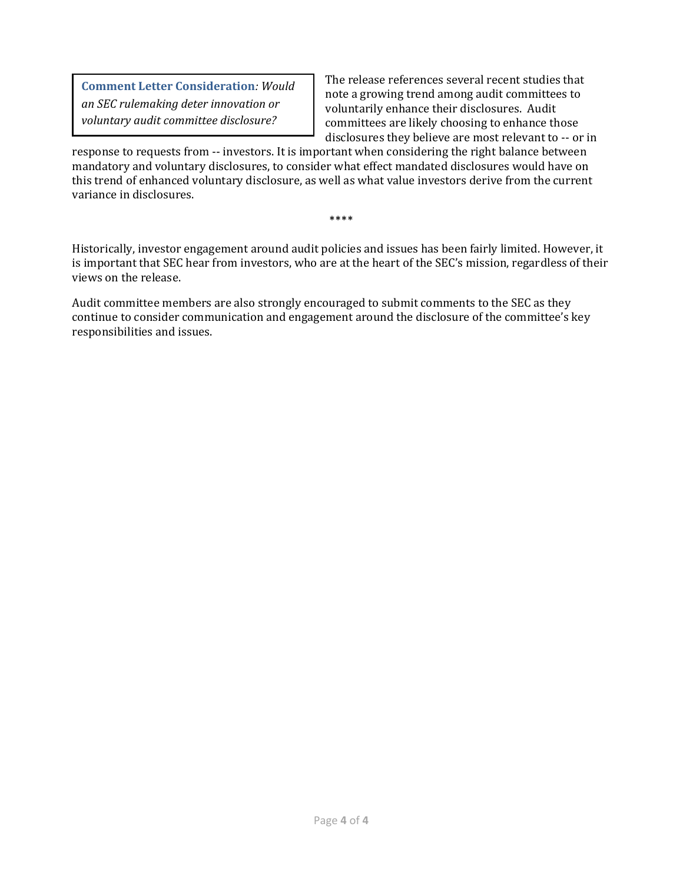> **Comment Letter Consideration***: Would an SEC rulemaking deter innovation or voluntary audit committee disclosure?*

The release references several recent studies that note a growing trend among audit committees to voluntarily enhance their disclosures. Audit committees are likely choosing to enhance those disclosures they believe are most relevant to -- or in response to requests from -- investors. It is important when considering the right balance between mandatory and voluntary disclosures, to consider what effect mandated disclosures would have on this trend of enhanced voluntary disclosure, as well as what value investors derive from the current variance in disclosures.

****

Historically, investor engagement around audit policies and issues has been fairly limited. However, it is important that SEC hear from investors, who are at the heart of the SEC's mission, regardless of their views on the release.

Audit committee members are also strongly encouraged to submit comments to the SEC as they continue to consider communication and engagement around the disclosure of the committee's key responsibilities and issues.